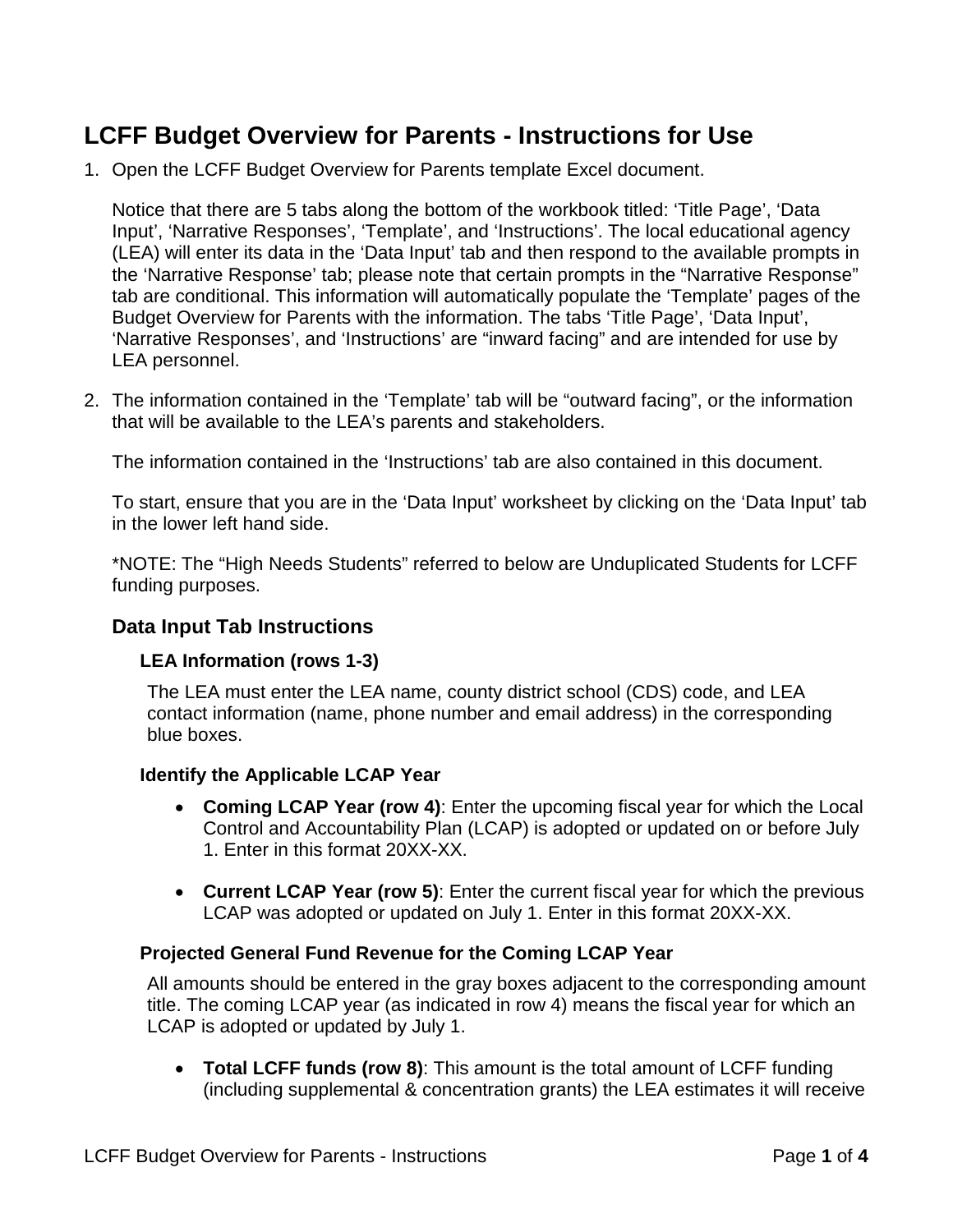# LCFF Budget Overview for Parents - Instructions for Use

1. Open the LCFF Budget Overview for Parents template Excel document.

   Notice that there are 5 tabs along the bottom of the workbook titled: 'Title Page', 'Data Input', 'Narrative Responses', 'Template', and 'Instructions'. The local educational agency (LEA) will enter its data in the 'Data Input' tab and then respond to the available prompts in the 'Narrative Response' tab; please note that certain prompts in the "Narrative Response" tab are conditional. This information will automatically populate the 'Template' pages of the Budget Overview for Parents with the information. The tabs 'Title Page', 'Data Input', 'Narrative Responses', and 'Instructions' are "inward facing" and are intended for use by LEA personnel.

2. The information contained in the 'Template' tab will be "outward facing", or the information that will be available to the LEA's parents and stakeholders.

   The information contained in the 'Instructions' tab are also contained in this document.

   To start, ensure that you are in the 'Data Input' worksheet by clicking on the 'Data Input' tab in the lower left hand side.

   *NOTE: The "High Needs Students" referred to below are Unduplicated Students for LCFF funding purposes.

## Data Input Tab Instructions

### LEA Information (rows 1-3)

The LEA must enter the LEA name, county district school (CDS) code, and LEA contact information (name, phone number and email address) in the corresponding blue boxes.

### Identify the Applicable LCAP Year

- **Coming LCAP Year (row 4)**: Enter the upcoming fiscal year for which the Local Control and Accountability Plan (LCAP) is adopted or updated on or before July 1. Enter in this format 20XX-XX.

- **Current LCAP Year (row 5)**: Enter the current fiscal year for which the previous LCAP was adopted or updated on July 1. Enter in this format 20XX-XX.

### Projected General Fund Revenue for the Coming LCAP Year

All amounts should be entered in the gray boxes adjacent to the corresponding amount title. The coming LCAP year (as indicated in row 4) means the fiscal year for which an LCAP is adopted or updated by July 1.

- **Total LCFF funds (row 8)**: This amount is the total amount of LCFF funding (including supplemental & concentration grants) the LEA estimates it will receive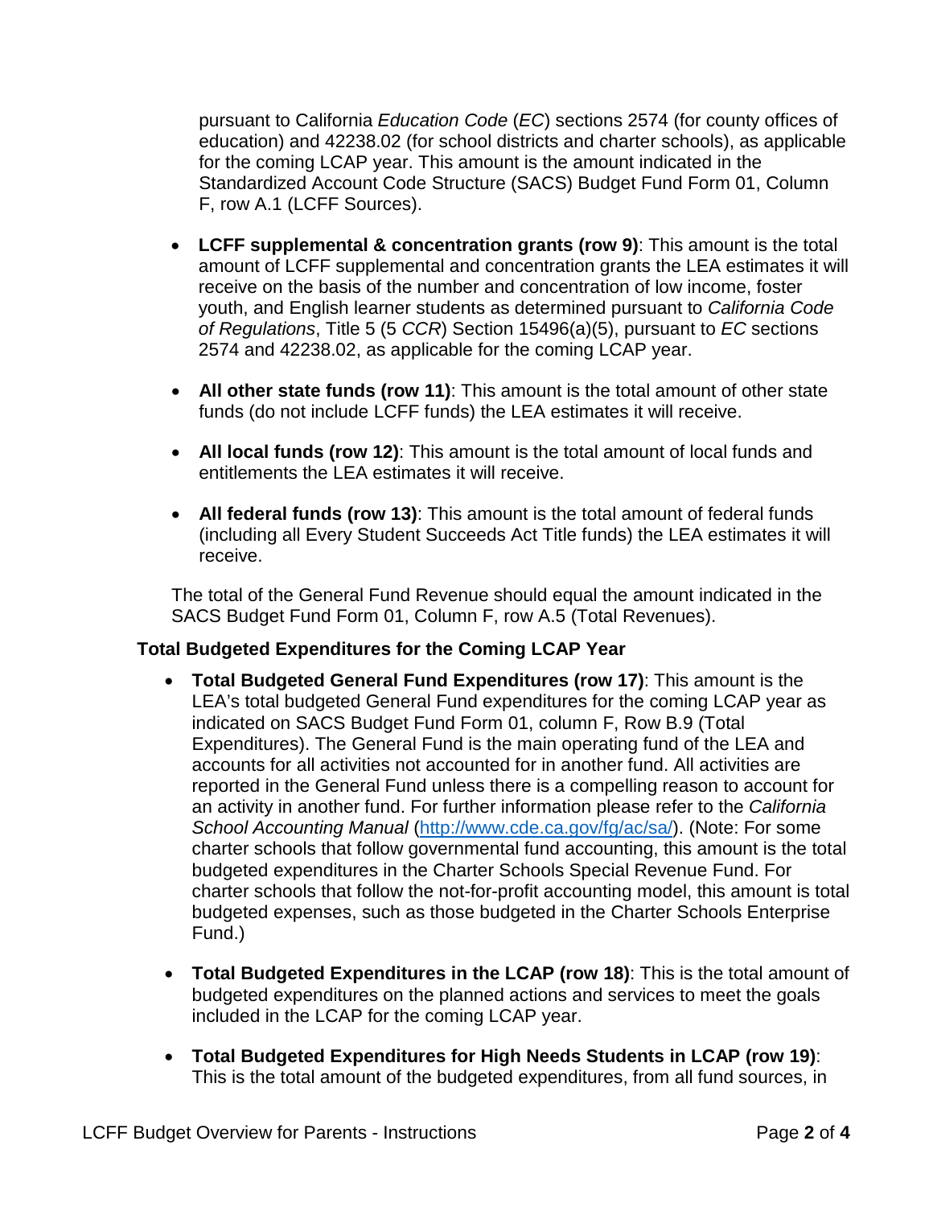pursuant to California *Education Code* (*EC*) sections 2574 (for county offices of education) and 42238.02 (for school districts and charter schools), as applicable for the coming LCAP year. This amount is the amount indicated in the Standardized Account Code Structure (SACS) Budget Fund Form 01, Column F, row A.1 (LCFF Sources).

- **LCFF supplemental & concentration grants (row 9)**: This amount is the total amount of LCFF supplemental and concentration grants the LEA estimates it will receive on the basis of the number and concentration of low income, foster youth, and English learner students as determined pursuant to *California Code of Regulations*, Title 5 (5 *CCR*) Section 15496(a)(5), pursuant to *EC* sections 2574 and 42238.02, as applicable for the coming LCAP year.

- **All other state funds (row 11)**: This amount is the total amount of other state funds (do not include LCFF funds) the LEA estimates it will receive.

- **All local funds (row 12)**: This amount is the total amount of local funds and entitlements the LEA estimates it will receive.

- **All federal funds (row 13)**: This amount is the total amount of federal funds (including all Every Student Succeeds Act Title funds) the LEA estimates it will receive.

The total of the General Fund Revenue should equal the amount indicated in the SACS Budget Fund Form 01, Column F, row A.5 (Total Revenues).

### Total Budgeted Expenditures for the Coming LCAP Year

- **Total Budgeted General Fund Expenditures (row 17)**: This amount is the LEA's total budgeted General Fund expenditures for the coming LCAP year as indicated on SACS Budget Fund Form 01, column F, Row B.9 (Total Expenditures). The General Fund is the main operating fund of the LEA and accounts for all activities not accounted for in another fund. All activities are reported in the General Fund unless there is a compelling reason to account for an activity in another fund. For further information please refer to the *California School Accounting Manual* (http://www.cde.ca.gov/fg/ac/sa/). (Note: For some charter schools that follow governmental fund accounting, this amount is the total budgeted expenditures in the Charter Schools Special Revenue Fund. For charter schools that follow the not-for-profit accounting model, this amount is total budgeted expenses, such as those budgeted in the Charter Schools Enterprise Fund.)

- **Total Budgeted Expenditures in the LCAP (row 18)**: This is the total amount of budgeted expenditures on the planned actions and services to meet the goals included in the LCAP for the coming LCAP year.

- **Total Budgeted Expenditures for High Needs Students in LCAP (row 19)**: This is the total amount of the budgeted expenditures, from all fund sources, in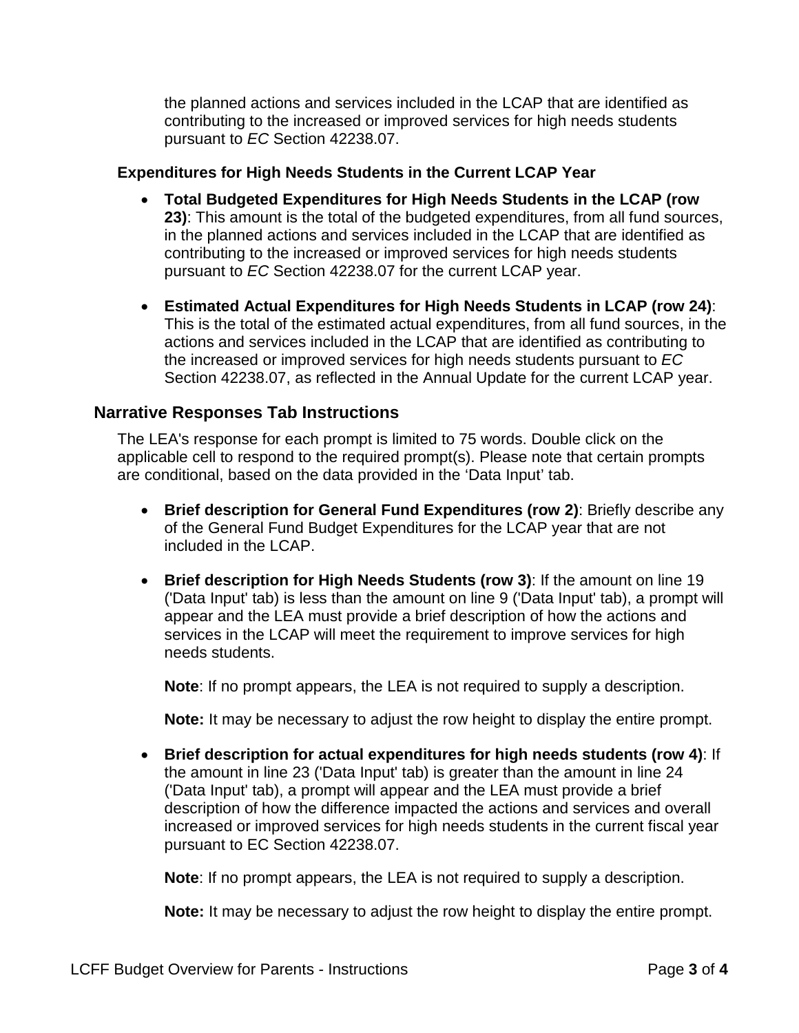the planned actions and services included in the LCAP that are identified as contributing to the increased or improved services for high needs students pursuant to *EC* Section 42238.07.

### Expenditures for High Needs Students in the Current LCAP Year

- **Total Budgeted Expenditures for High Needs Students in the LCAP (row 23)**: This amount is the total of the budgeted expenditures, from all fund sources, in the planned actions and services included in the LCAP that are identified as contributing to the increased or improved services for high needs students pursuant to *EC* Section 42238.07 for the current LCAP year.

- **Estimated Actual Expenditures for High Needs Students in LCAP (row 24)**: This is the total of the estimated actual expenditures, from all fund sources, in the actions and services included in the LCAP that are identified as contributing to the increased or improved services for high needs students pursuant to *EC* Section 42238.07, as reflected in the Annual Update for the current LCAP year.

## Narrative Responses Tab Instructions

The LEA's response for each prompt is limited to 75 words. Double click on the applicable cell to respond to the required prompt(s). Please note that certain prompts are conditional, based on the data provided in the 'Data Input' tab.

- **Brief description for General Fund Expenditures (row 2)**: Briefly describe any of the General Fund Budget Expenditures for the LCAP year that are not included in the LCAP.

- **Brief description for High Needs Students (row 3)**: If the amount on line 19 ('Data Input' tab) is less than the amount on line 9 ('Data Input' tab), a prompt will appear and the LEA must provide a brief description of how the actions and services in the LCAP will meet the requirement to improve services for high needs students.

  **Note**: If no prompt appears, the LEA is not required to supply a description.

  **Note:** It may be necessary to adjust the row height to display the entire prompt.

- **Brief description for actual expenditures for high needs students (row 4)**: If the amount in line 23 ('Data Input' tab) is greater than the amount in line 24 ('Data Input' tab), a prompt will appear and the LEA must provide a brief description of how the difference impacted the actions and services and overall increased or improved services for high needs students in the current fiscal year pursuant to EC Section 42238.07.

  **Note**: If no prompt appears, the LEA is not required to supply a description.

  **Note:** It may be necessary to adjust the row height to display the entire prompt.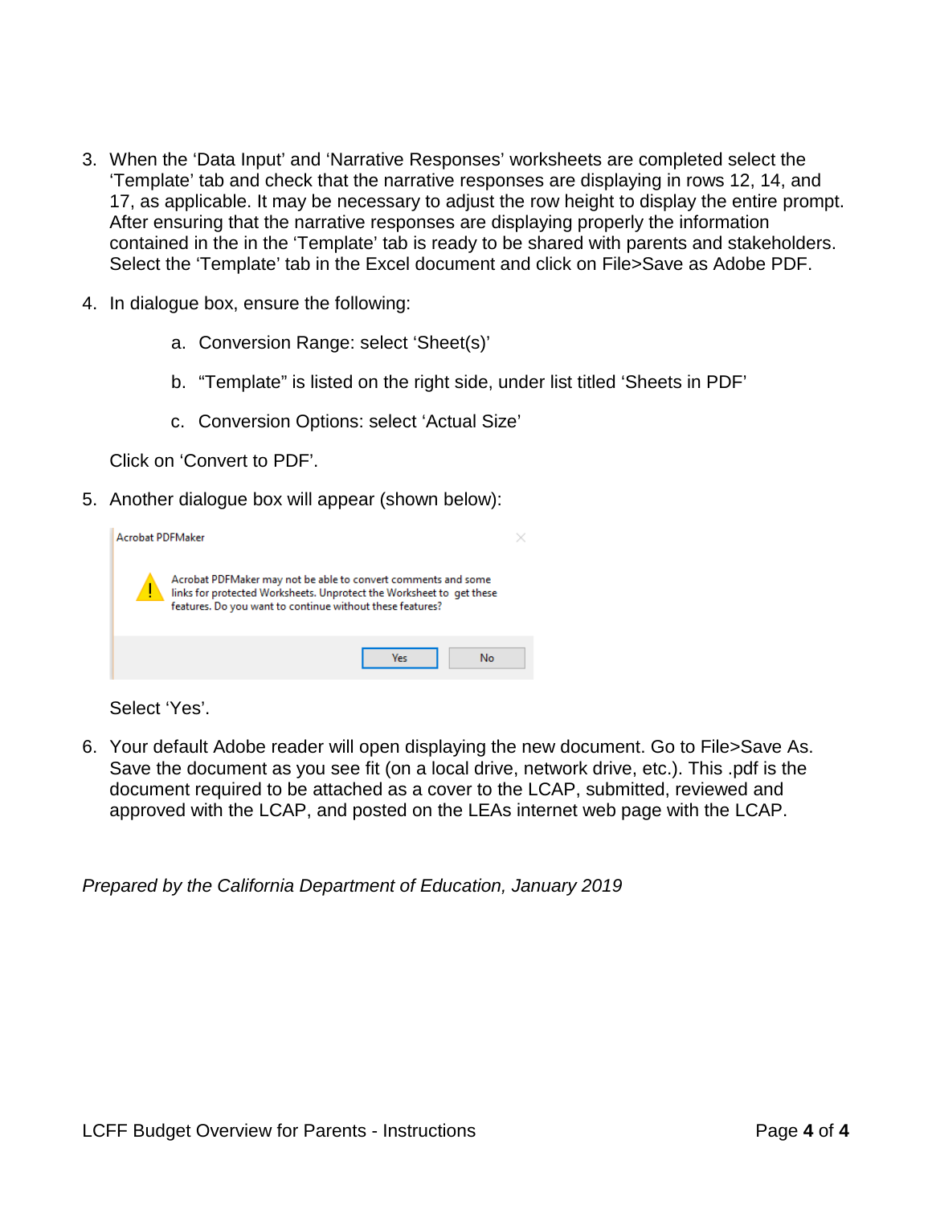3. When the 'Data Input' and 'Narrative Responses' worksheets are completed select the 'Template' tab and check that the narrative responses are displaying in rows 12, 14, and 17, as applicable. It may be necessary to adjust the row height to display the entire prompt. After ensuring that the narrative responses are displaying properly the information contained in the in the 'Template' tab is ready to be shared with parents and stakeholders. Select the 'Template' tab in the Excel document and click on File>Save as Adobe PDF.

4. In dialogue box, ensure the following:

   a. Conversion Range: select 'Sheet(s)'

   b. "Template" is listed on the right side, under list titled 'Sheets in PDF'

   c. Conversion Options: select 'Actual Size'

   Click on 'Convert to PDF'.

5. Another dialogue box will appear (shown below):

   Acrobat PDFMaker

   Acrobat PDFMaker may not be able to convert comments and some links for protected Worksheets. Unprotect the Worksheet to get these features. Do you want to continue without these features?

   Yes    No

   Select 'Yes'.

6. Your default Adobe reader will open displaying the new document. Go to File>Save As. Save the document as you see fit (on a local drive, network drive, etc.). This .pdf is the document required to be attached as a cover to the LCAP, submitted, reviewed and approved with the LCAP, and posted on the LEAs internet web page with the LCAP.

*Prepared by the California Department of Education, January 2019*